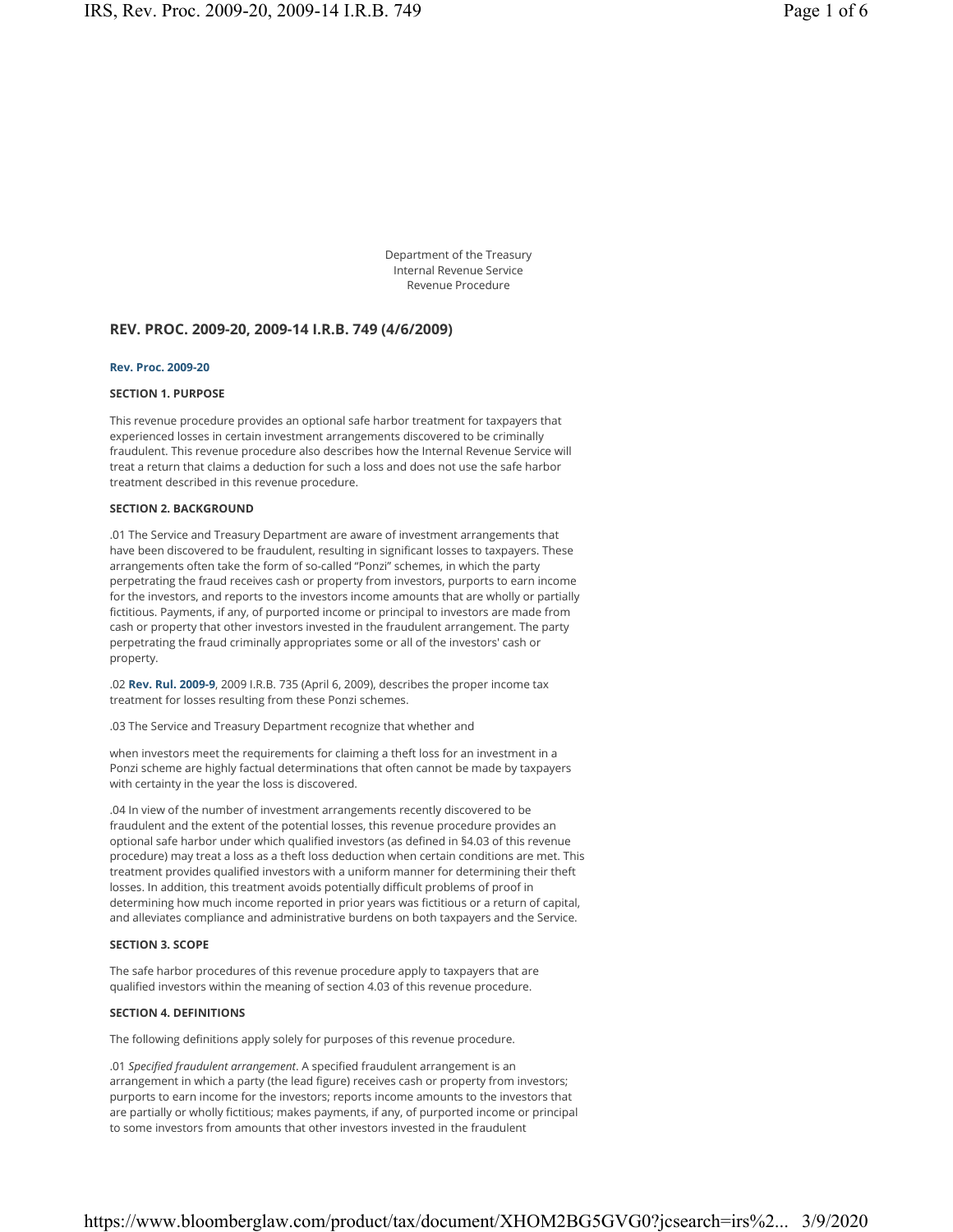Department of the Treasury
Internal Revenue Service
Revenue Procedure

## REV. PROC. 2009-20, 2009-14 I.R.B. 749 (4/6/2009)

**Rev. Proc. 2009-20**

### SECTION 1. PURPOSE

This revenue procedure provides an optional safe harbor treatment for taxpayers that experienced losses in certain investment arrangements discovered to be criminally fraudulent. This revenue procedure also describes how the Internal Revenue Service will treat a return that claims a deduction for such a loss and does not use the safe harbor treatment described in this revenue procedure.

### SECTION 2. BACKGROUND

.01 The Service and Treasury Department are aware of investment arrangements that have been discovered to be fraudulent, resulting in significant losses to taxpayers. These arrangements often take the form of so-called "Ponzi" schemes, in which the party perpetrating the fraud receives cash or property from investors, purports to earn income for the investors, and reports to the investors income amounts that are wholly or partially fictitious. Payments, if any, of purported income or principal to investors are made from cash or property that other investors invested in the fraudulent arrangement. The party perpetrating the fraud criminally appropriates some or all of the investors' cash or property.

.02 **Rev. Rul. 2009-9**, 2009 I.R.B. 735 (April 6, 2009), describes the proper income tax treatment for losses resulting from these Ponzi schemes.

.03 The Service and Treasury Department recognize that whether and

when investors meet the requirements for claiming a theft loss for an investment in a Ponzi scheme are highly factual determinations that often cannot be made by taxpayers with certainty in the year the loss is discovered.

.04 In view of the number of investment arrangements recently discovered to be fraudulent and the extent of the potential losses, this revenue procedure provides an optional safe harbor under which qualified investors (as defined in §4.03 of this revenue procedure) may treat a loss as a theft loss deduction when certain conditions are met. This treatment provides qualified investors with a uniform manner for determining their theft losses. In addition, this treatment avoids potentially difficult problems of proof in determining how much income reported in prior years was fictitious or a return of capital, and alleviates compliance and administrative burdens on both taxpayers and the Service.

### SECTION 3. SCOPE

The safe harbor procedures of this revenue procedure apply to taxpayers that are qualified investors within the meaning of section 4.03 of this revenue procedure.

### SECTION 4. DEFINITIONS

The following definitions apply solely for purposes of this revenue procedure.

.01 *Specified fraudulent arrangement*. A specified fraudulent arrangement is an arrangement in which a party (the lead figure) receives cash or property from investors; purports to earn income for the investors; reports income amounts to the investors that are partially or wholly fictitious; makes payments, if any, of purported income or principal to some investors from amounts that other investors invested in the fraudulent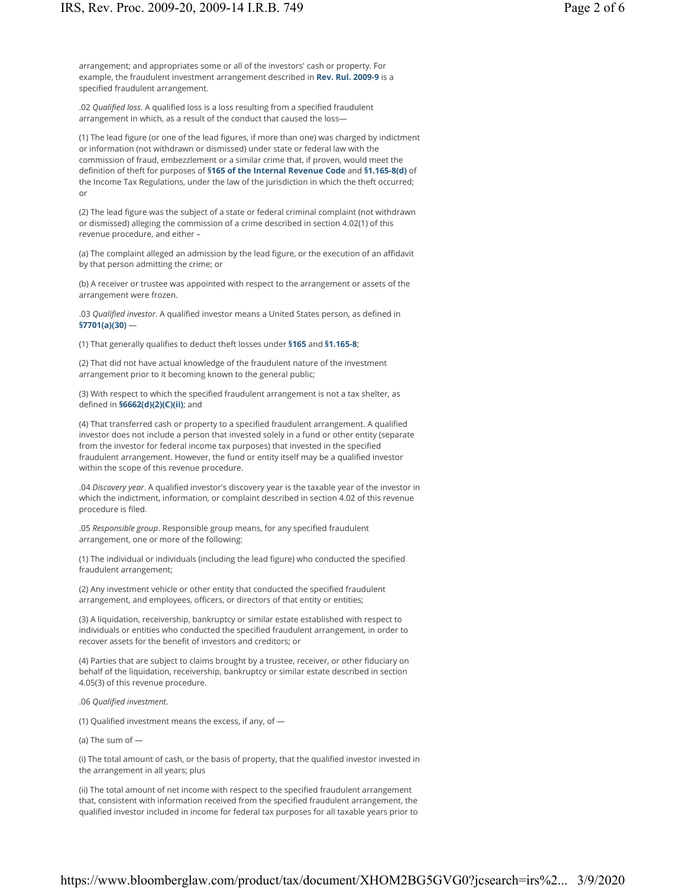arrangement; and appropriates some or all of the investors' cash or property. For example, the fraudulent investment arrangement described in **Rev. Rul. 2009-9** is a specified fraudulent arrangement.

.02 *Qualified loss*. A qualified loss is a loss resulting from a specified fraudulent arrangement in which, as a result of the conduct that caused the loss—

(1) The lead figure (or one of the lead figures, if more than one) was charged by indictment or information (not withdrawn or dismissed) under state or federal law with the commission of fraud, embezzlement or a similar crime that, if proven, would meet the definition of theft for purposes of **§165 of the Internal Revenue Code** and **§1.165-8(d)** of the Income Tax Regulations, under the law of the jurisdiction in which the theft occurred; or

(2) The lead figure was the subject of a state or federal criminal complaint (not withdrawn or dismissed) alleging the commission of a crime described in section 4.02(1) of this revenue procedure, and either –

(a) The complaint alleged an admission by the lead figure, or the execution of an affidavit by that person admitting the crime; or

(b) A receiver or trustee was appointed with respect to the arrangement or assets of the arrangement were frozen.

.03 *Qualified investor*. A qualified investor means a United States person, as defined in **§7701(a)(30)** —

(1) That generally qualifies to deduct theft losses under **§165** and **§1.165-8**;

(2) That did not have actual knowledge of the fraudulent nature of the investment arrangement prior to it becoming known to the general public;

(3) With respect to which the specified fraudulent arrangement is not a tax shelter, as defined in **§6662(d)(2)(C)(ii)**; and

(4) That transferred cash or property to a specified fraudulent arrangement. A qualified investor does not include a person that invested solely in a fund or other entity (separate from the investor for federal income tax purposes) that invested in the specified fraudulent arrangement. However, the fund or entity itself may be a qualified investor within the scope of this revenue procedure.

.04 *Discovery year*. A qualified investor's discovery year is the taxable year of the investor in which the indictment, information, or complaint described in section 4.02 of this revenue procedure is filed.

.05 *Responsible group*. Responsible group means, for any specified fraudulent arrangement, one or more of the following:

(1) The individual or individuals (including the lead figure) who conducted the specified fraudulent arrangement;

(2) Any investment vehicle or other entity that conducted the specified fraudulent arrangement, and employees, officers, or directors of that entity or entities;

(3) A liquidation, receivership, bankruptcy or similar estate established with respect to individuals or entities who conducted the specified fraudulent arrangement, in order to recover assets for the benefit of investors and creditors; or

(4) Parties that are subject to claims brought by a trustee, receiver, or other fiduciary on behalf of the liquidation, receivership, bankruptcy or similar estate described in section 4.05(3) of this revenue procedure.

.06 *Qualified investment*.

(1) Qualified investment means the excess, if any, of —

(a) The sum of —

(i) The total amount of cash, or the basis of property, that the qualified investor invested in the arrangement in all years; plus

(ii) The total amount of net income with respect to the specified fraudulent arrangement that, consistent with information received from the specified fraudulent arrangement, the qualified investor included in income for federal tax purposes for all taxable years prior to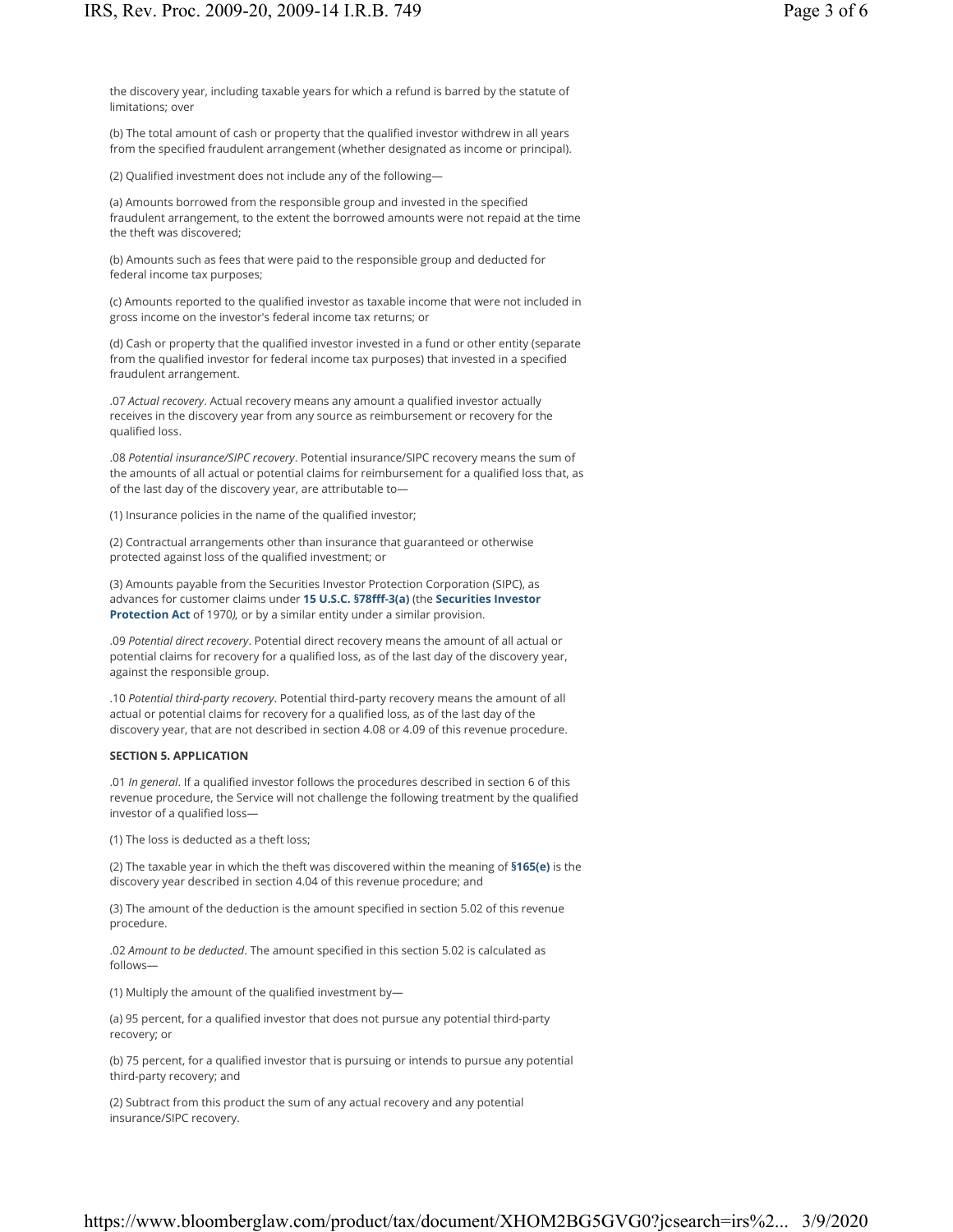the discovery year, including taxable years for which a refund is barred by the statute of limitations; over

(b) The total amount of cash or property that the qualified investor withdrew in all years from the specified fraudulent arrangement (whether designated as income or principal).

(2) Qualified investment does not include any of the following—

(a) Amounts borrowed from the responsible group and invested in the specified fraudulent arrangement, to the extent the borrowed amounts were not repaid at the time the theft was discovered;

(b) Amounts such as fees that were paid to the responsible group and deducted for federal income tax purposes;

(c) Amounts reported to the qualified investor as taxable income that were not included in gross income on the investor's federal income tax returns; or

(d) Cash or property that the qualified investor invested in a fund or other entity (separate from the qualified investor for federal income tax purposes) that invested in a specified fraudulent arrangement.

.07 *Actual recovery*. Actual recovery means any amount a qualified investor actually receives in the discovery year from any source as reimbursement or recovery for the qualified loss.

.08 *Potential insurance/SIPC recovery*. Potential insurance/SIPC recovery means the sum of the amounts of all actual or potential claims for reimbursement for a qualified loss that, as of the last day of the discovery year, are attributable to—

(1) Insurance policies in the name of the qualified investor;

(2) Contractual arrangements other than insurance that guaranteed or otherwise protected against loss of the qualified investment; or

(3) Amounts payable from the Securities Investor Protection Corporation (SIPC), as advances for customer claims under **15 U.S.C. §78fff-3(a)** (the **Securities Investor Protection Act** of 1970*),* or by a similar entity under a similar provision.

.09 *Potential direct recovery*. Potential direct recovery means the amount of all actual or potential claims for recovery for a qualified loss, as of the last day of the discovery year, against the responsible group.

.10 *Potential third-party recovery*. Potential third-party recovery means the amount of all actual or potential claims for recovery for a qualified loss, as of the last day of the discovery year, that are not described in section 4.08 or 4.09 of this revenue procedure.

**SECTION 5. APPLICATION**

.01 *In general*. If a qualified investor follows the procedures described in section 6 of this revenue procedure, the Service will not challenge the following treatment by the qualified investor of a qualified loss—

(1) The loss is deducted as a theft loss;

(2) The taxable year in which the theft was discovered within the meaning of **§165(e)** is the discovery year described in section 4.04 of this revenue procedure; and

(3) The amount of the deduction is the amount specified in section 5.02 of this revenue procedure.

.02 *Amount to be deducted*. The amount specified in this section 5.02 is calculated as follows—

(1) Multiply the amount of the qualified investment by—

(a) 95 percent, for a qualified investor that does not pursue any potential third-party recovery; or

(b) 75 percent, for a qualified investor that is pursuing or intends to pursue any potential third-party recovery; and

(2) Subtract from this product the sum of any actual recovery and any potential insurance/SIPC recovery.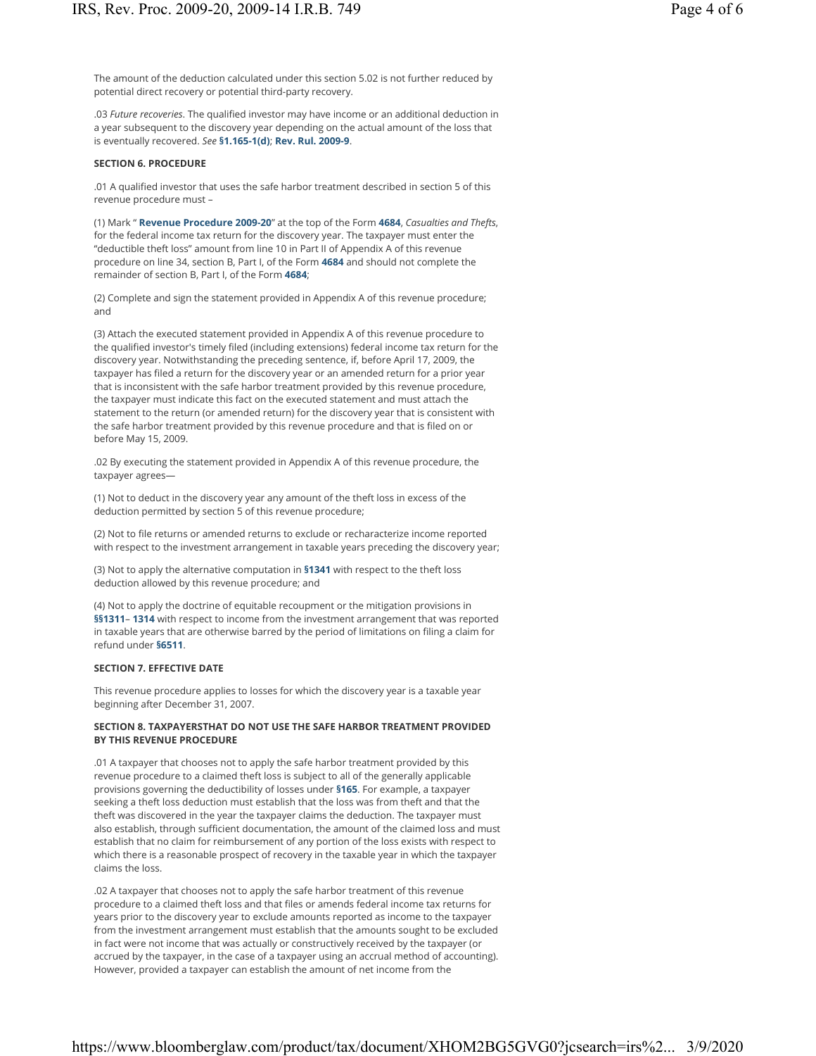The amount of the deduction calculated under this section 5.02 is not further reduced by potential direct recovery or potential third-party recovery.

.03 *Future recoveries*. The qualified investor may have income or an additional deduction in a year subsequent to the discovery year depending on the actual amount of the loss that is eventually recovered. *See* **§1.165-1(d)**; **Rev. Rul. 2009-9**.

**SECTION 6. PROCEDURE**

.01 A qualified investor that uses the safe harbor treatment described in section 5 of this revenue procedure must –

(1) Mark " **Revenue Procedure 2009-20**" at the top of the Form **4684**, *Casualties and Thefts*, for the federal income tax return for the discovery year. The taxpayer must enter the "deductible theft loss" amount from line 10 in Part II of Appendix A of this revenue procedure on line 34, section B, Part I, of the Form **4684** and should not complete the remainder of section B, Part I, of the Form **4684**;

(2) Complete and sign the statement provided in Appendix A of this revenue procedure; and

(3) Attach the executed statement provided in Appendix A of this revenue procedure to the qualified investor's timely filed (including extensions) federal income tax return for the discovery year. Notwithstanding the preceding sentence, if, before April 17, 2009, the taxpayer has filed a return for the discovery year or an amended return for a prior year that is inconsistent with the safe harbor treatment provided by this revenue procedure, the taxpayer must indicate this fact on the executed statement and must attach the statement to the return (or amended return) for the discovery year that is consistent with the safe harbor treatment provided by this revenue procedure and that is filed on or before May 15, 2009.

.02 By executing the statement provided in Appendix A of this revenue procedure, the taxpayer agrees—

(1) Not to deduct in the discovery year any amount of the theft loss in excess of the deduction permitted by section 5 of this revenue procedure;

(2) Not to file returns or amended returns to exclude or recharacterize income reported with respect to the investment arrangement in taxable years preceding the discovery year;

(3) Not to apply the alternative computation in **§1341** with respect to the theft loss deduction allowed by this revenue procedure; and

(4) Not to apply the doctrine of equitable recoupment or the mitigation provisions in **§§1311**– **1314** with respect to income from the investment arrangement that was reported in taxable years that are otherwise barred by the period of limitations on filing a claim for refund under **§6511**.

**SECTION 7. EFFECTIVE DATE**

This revenue procedure applies to losses for which the discovery year is a taxable year beginning after December 31, 2007.

**SECTION 8. TAXPAYERSTHAT DO NOT USE THE SAFE HARBOR TREATMENT PROVIDED BY THIS REVENUE PROCEDURE**

.01 A taxpayer that chooses not to apply the safe harbor treatment provided by this revenue procedure to a claimed theft loss is subject to all of the generally applicable provisions governing the deductibility of losses under **§165**. For example, a taxpayer seeking a theft loss deduction must establish that the loss was from theft and that the theft was discovered in the year the taxpayer claims the deduction. The taxpayer must also establish, through sufficient documentation, the amount of the claimed loss and must establish that no claim for reimbursement of any portion of the loss exists with respect to which there is a reasonable prospect of recovery in the taxable year in which the taxpayer claims the loss.

.02 A taxpayer that chooses not to apply the safe harbor treatment of this revenue procedure to a claimed theft loss and that files or amends federal income tax returns for years prior to the discovery year to exclude amounts reported as income to the taxpayer from the investment arrangement must establish that the amounts sought to be excluded in fact were not income that was actually or constructively received by the taxpayer (or accrued by the taxpayer, in the case of a taxpayer using an accrual method of accounting). However, provided a taxpayer can establish the amount of net income from the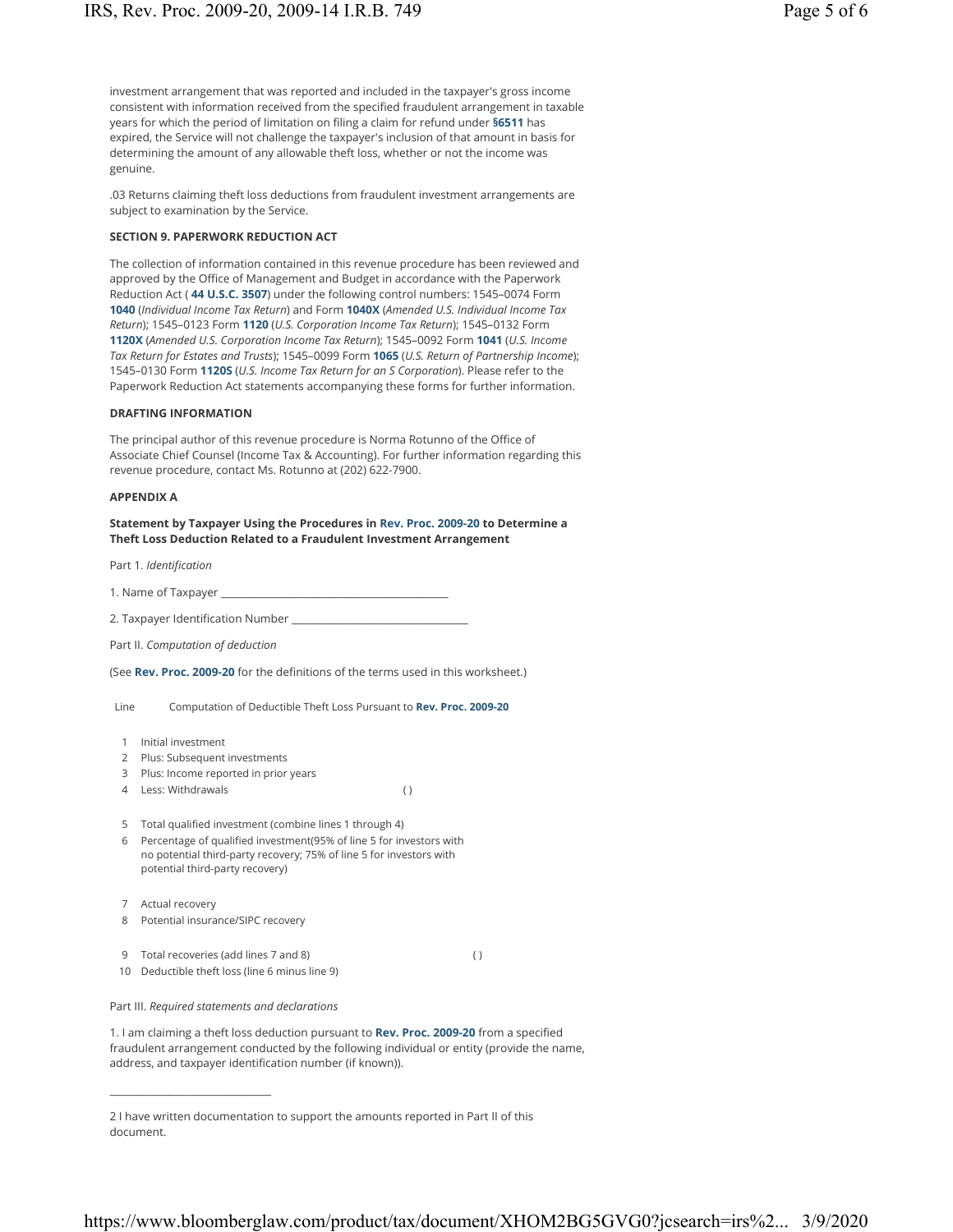investment arrangement that was reported and included in the taxpayer's gross income consistent with information received from the specified fraudulent arrangement in taxable years for which the period of limitation on filing a claim for refund under **§6511** has expired, the Service will not challenge the taxpayer's inclusion of that amount in basis for determining the amount of any allowable theft loss, whether or not the income was genuine.

.03 Returns claiming theft loss deductions from fraudulent investment arrangements are subject to examination by the Service.

**SECTION 9. PAPERWORK REDUCTION ACT**

The collection of information contained in this revenue procedure has been reviewed and approved by the Office of Management and Budget in accordance with the Paperwork Reduction Act ( **44 U.S.C. 3507**) under the following control numbers: 1545–0074 Form **1040** (*Individual Income Tax Return*) and Form **1040X** (*Amended U.S. Individual Income Tax Return*); 1545–0123 Form **1120** (*U.S. Corporation Income Tax Return*); 1545–0132 Form **1120X** (*Amended U.S. Corporation Income Tax Return*); 1545–0092 Form **1041** (*U.S. Income Tax Return for Estates and Trusts*); 1545–0099 Form **1065** (*U.S. Return of Partnership Income*); 1545–0130 Form **1120S** (*U.S. Income Tax Return for an S Corporation*). Please refer to the Paperwork Reduction Act statements accompanying these forms for further information.

**DRAFTING INFORMATION**

The principal author of this revenue procedure is Norma Rotunno of the Office of Associate Chief Counsel (Income Tax & Accounting). For further information regarding this revenue procedure, contact Ms. Rotunno at (202) 622-7900.

**APPENDIX A**

**Statement by Taxpayer Using the Procedures in Rev. Proc. 2009-20 to Determine a Theft Loss Deduction Related to a Fraudulent Investment Arrangement**

Part 1. *Identification*

1. Name of Taxpayer ________________________________________

2. Taxpayer Identification Number ________________________________

Part II. *Computation of deduction*

(See **Rev. Proc. 2009-20** for the definitions of the terms used in this worksheet.)

| Line | Computation of Deductible Theft Loss Pursuant to Rev. Proc. 2009-20 | | |
|---|---|---|---|
| 1 | Initial investment | | |
| 2 | Plus: Subsequent investments | | |
| 3 | Plus: Income reported in prior years | | |
| 4 | Less: Withdrawals | ( ) | |
| 5 | Total qualified investment (combine lines 1 through 4) | | |
| 6 | Percentage of qualified investment(95% of line 5 for investors with no potential third-party recovery; 75% of line 5 for investors with potential third-party recovery) | | |
| 7 | Actual recovery | | |
| 8 | Potential insurance/SIPC recovery | | |
| 9 | Total recoveries (add lines 7 and 8) | | ( ) |
| 10 | Deductible theft loss (line 6 minus line 9) | | |

Part III. *Required statements and declarations*

1. I am claiming a theft loss deduction pursuant to **Rev. Proc. 2009-20** from a specified fraudulent arrangement conducted by the following individual or entity (provide the name, address, and taxpayer identification number (if known)).

____________________________

2 I have written documentation to support the amounts reported in Part II of this document.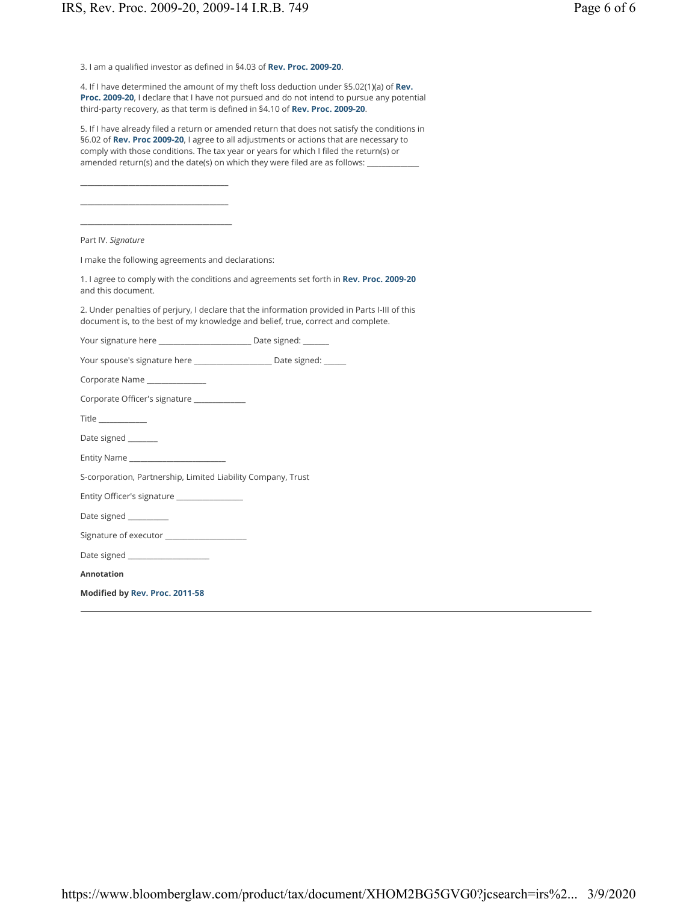3. I am a qualified investor as defined in §4.03 of **Rev. Proc. 2009-20**.

4. If I have determined the amount of my theft loss deduction under §5.02(1)(a) of **Rev. Proc. 2009-20**, I declare that I have not pursued and do not intend to pursue any potential third-party recovery, as that term is defined in §4.10 of **Rev. Proc. 2009-20**.

5. If I have already filed a return or amended return that does not satisfy the conditions in §6.02 of **Rev. Proc 2009-20**, I agree to all adjustments or actions that are necessary to comply with those conditions. The tax year or years for which I filed the return(s) or amended return(s) and the date(s) on which they were filed are as follows: ____________

____________________________________

____________________________________

____________________________________

Part IV. *Signature*

I make the following agreements and declarations:

1. I agree to comply with the conditions and agreements set forth in **Rev. Proc. 2009-20** and this document.

2. Under penalties of perjury, I declare that the information provided in Parts I-III of this document is, to the best of my knowledge and belief, true, correct and complete.

Your signature here ______________________ Date signed: ______

Your spouse's signature here ___________________ Date signed: _____

Corporate Name ______________

Corporate Officer's signature ____________

Title ___________

Date signed _______

Entity Name _______________________

S-corporation, Partnership, Limited Liability Company, Trust

Entity Officer's signature ________________

Date signed _________

Signature of executor ___________________

Date signed ___________________

**Annotation**

**Modified by Rev. Proc. 2011-58**